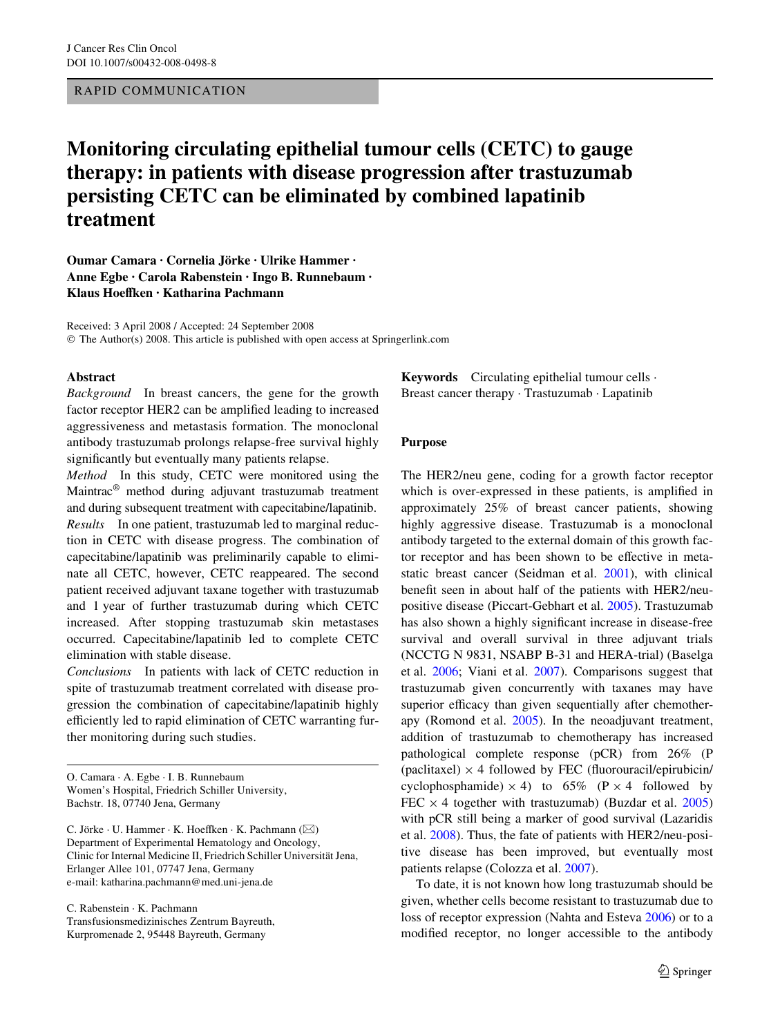RAPID COMMUNICATION

# Monitoring circulating epithelial tumour cells (CETC) to gauge therapy: in patients with disease progression after trastuzumab persisting CETC can be eliminated by combined lapatinib treatment

**Oumar Camara · Cornelia Jörke · Ulrike Hammer · Anne Egbe · Carola Rabenstein · Ingo B. Runnebaum · Klaus Hoeffken · Katharina Pachmann**

Received: 3 April 2008 / Accepted: 24 September 2008
© The Author(s) 2008. This article is published with open access at Springerlink.com

## Abstract

*Background* In breast cancers, the gene for the growth factor receptor HER2 can be amplified leading to increased aggressiveness and metastasis formation. The monoclonal antibody trastuzumab prolongs relapse-free survival highly significantly but eventually many patients relapse.

*Method* In this study, CETC were monitored using the Maintrac® method during adjuvant trastuzumab treatment and during subsequent treatment with capecitabine/lapatinib.

*Results* In one patient, trastuzumab led to marginal reduction in CETC with disease progress. The combination of capecitabine/lapatinib was preliminarily capable to eliminate all CETC, however, CETC reappeared. The second patient received adjuvant taxane together with trastuzumab and 1 year of further trastuzumab during which CETC increased. After stopping trastuzumab skin metastases occurred. Capecitabine/lapatinib led to complete CETC elimination with stable disease.

*Conclusions* In patients with lack of CETC reduction in spite of trastuzumab treatment correlated with disease progression the combination of capecitabine/lapatinib highly efficiently led to rapid elimination of CETC warranting further monitoring during such studies.

**Keywords** Circulating epithelial tumour cells · Breast cancer therapy · Trastuzumab · Lapatinib

O. Camara · A. Egbe · I. B. Runnebaum
Women's Hospital, Friedrich Schiller University, Bachstr. 18, 07740 Jena, Germany

C. Jörke · U. Hammer · K. Hoeffken · K. Pachmann (✉)
Department of Experimental Hematology and Oncology, Clinic for Internal Medicine II, Friedrich Schiller Universität Jena, Erlanger Allee 101, 07747 Jena, Germany
e-mail: katharina.pachmann@med.uni-jena.de

C. Rabenstein · K. Pachmann
Transfusionsmedizinisches Zentrum Bayreuth, Kurpromenade 2, 95448 Bayreuth, Germany

## Purpose

The HER2/neu gene, coding for a growth factor receptor which is over-expressed in these patients, is amplified in approximately 25% of breast cancer patients, showing highly aggressive disease. Trastuzumab is a monoclonal antibody targeted to the external domain of this growth factor receptor and has been shown to be effective in metastatic breast cancer (Seidman et al. 2001), with clinical benefit seen in about half of the patients with HER2/neu-positive disease (Piccart-Gebhart et al. 2005). Trastuzumab has also shown a highly significant increase in disease-free survival and overall survival in three adjuvant trials (NCCTG N 9831, NSABP B-31 and HERA-trial) (Baselga et al. 2006; Viani et al. 2007). Comparisons suggest that trastuzumab given concurrently with taxanes may have superior efficacy than given sequentially after chemotherapy (Romond et al. 2005). In the neoadjuvant treatment, addition of trastuzumab to chemotherapy has increased pathological complete response (pCR) from 26% (P (paclitaxel) × 4 followed by FEC (fluorouracil/epirubicin/cyclophosphamide) × 4) to 65% (P × 4 followed by FEC × 4 together with trastuzumab) (Buzdar et al. 2005) with pCR still being a marker of good survival (Lazaridis et al. 2008). Thus, the fate of patients with HER2/neu-positive disease has been improved, but eventually most patients relapse (Colozza et al. 2007).

To date, it is not known how long trastuzumab should be given, whether cells become resistant to trastuzumab due to loss of receptor expression (Nahta and Esteva 2006) or to a modified receptor, no longer accessible to the antibody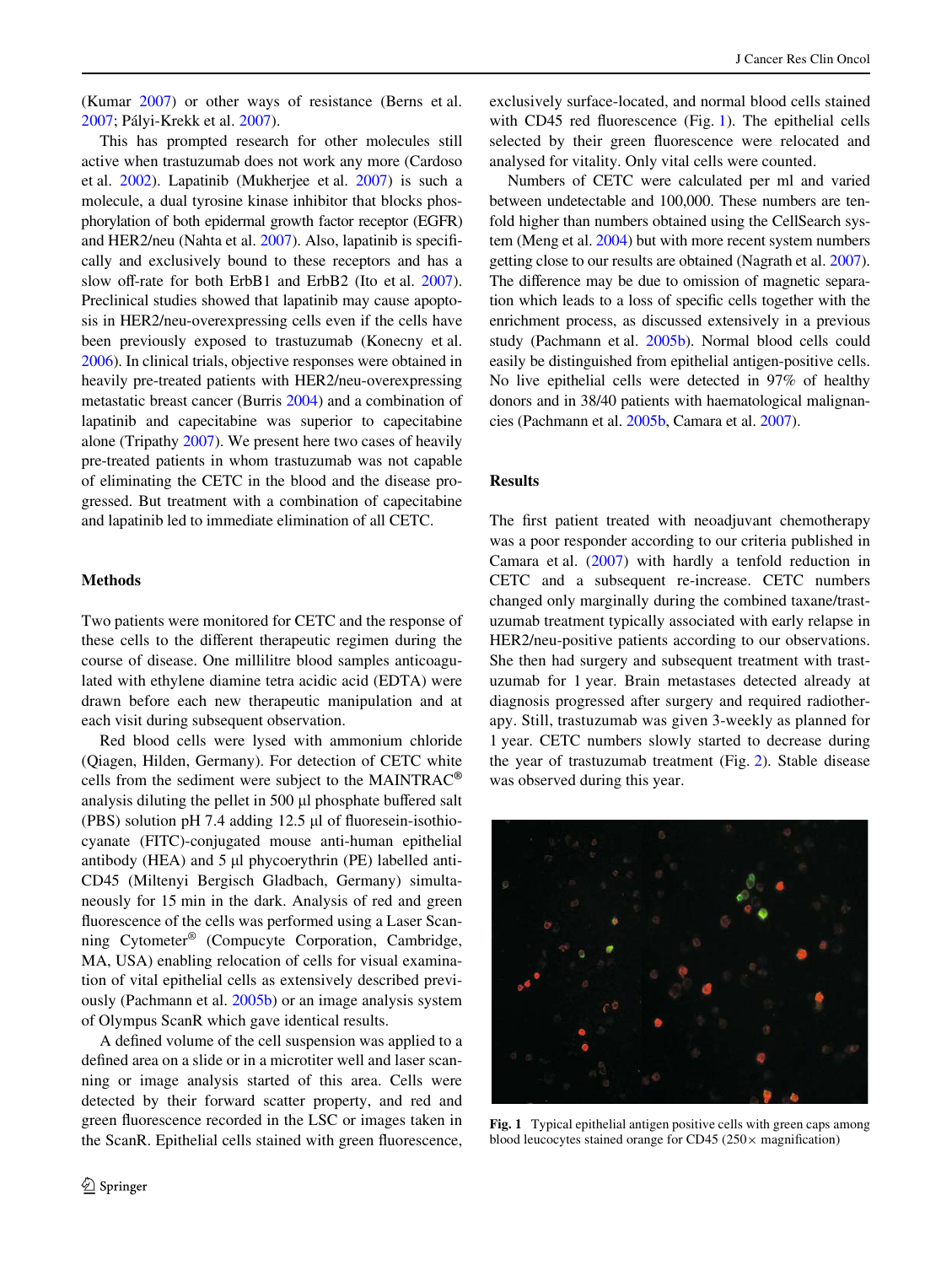(Kumar 2007) or other ways of resistance (Berns et al. 2007; Pályi-Krekk et al. 2007).

This has prompted research for other molecules still active when trastuzumab does not work any more (Cardoso et al. 2002). Lapatinib (Mukherjee et al. 2007) is such a molecule, a dual tyrosine kinase inhibitor that blocks phosphorylation of both epidermal growth factor receptor (EGFR) and HER2/neu (Nahta et al. 2007). Also, lapatinib is specifically and exclusively bound to these receptors and has a slow off-rate for both ErbB1 and ErbB2 (Ito et al. 2007). Preclinical studies showed that lapatinib may cause apoptosis in HER2/neu-overexpressing cells even if the cells have been previously exposed to trastuzumab (Konecny et al. 2006). In clinical trials, objective responses were obtained in heavily pre-treated patients with HER2/neu-overexpressing metastatic breast cancer (Burris 2004) and a combination of lapatinib and capecitabine was superior to capecitabine alone (Tripathy 2007). We present here two cases of heavily pre-treated patients in whom trastuzumab was not capable of eliminating the CETC in the blood and the disease progressed. But treatment with a combination of capecitabine and lapatinib led to immediate elimination of all CETC.

## Methods

Two patients were monitored for CETC and the response of these cells to the different therapeutic regimen during the course of disease. One millilitre blood samples anticoagulated with ethylene diamine tetra acidic acid (EDTA) were drawn before each new therapeutic manipulation and at each visit during subsequent observation.

Red blood cells were lysed with ammonium chloride (Qiagen, Hilden, Germany). For detection of CETC white cells from the sediment were subject to the MAINTRAC® analysis diluting the pellet in 500 µl phosphate buffered salt (PBS) solution pH 7.4 adding 12.5 µl of fluoresein-isothiocyanate (FITC)-conjugated mouse anti-human epithelial antibody (HEA) and 5 µl phycoerythrin (PE) labelled anti-CD45 (Miltenyi Bergisch Gladbach, Germany) simultaneously for 15 min in the dark. Analysis of red and green fluorescence of the cells was performed using a Laser Scanning Cytometer® (Compucyte Corporation, Cambridge, MA, USA) enabling relocation of cells for visual examination of vital epithelial cells as extensively described previously (Pachmann et al. 2005b) or an image analysis system of Olympus ScanR which gave identical results.

A defined volume of the cell suspension was applied to a defined area on a slide or in a microtiter well and laser scanning or image analysis started of this area. Cells were detected by their forward scatter property, and red and green fluorescence recorded in the LSC or images taken in the ScanR. Epithelial cells stained with green fluorescence, exclusively surface-located, and normal blood cells stained with CD45 red fluorescence (Fig. 1). The epithelial cells selected by their green fluorescence were relocated and analysed for vitality. Only vital cells were counted.

Numbers of CETC were calculated per ml and varied between undetectable and 100,000. These numbers are tenfold higher than numbers obtained using the CellSearch system (Meng et al. 2004) but with more recent system numbers getting close to our results are obtained (Nagrath et al. 2007). The difference may be due to omission of magnetic separation which leads to a loss of specific cells together with the enrichment process, as discussed extensively in a previous study (Pachmann et al. 2005b). Normal blood cells could easily be distinguished from epithelial antigen-positive cells. No live epithelial cells were detected in 97% of healthy donors and in 38/40 patients with haematological malignancies (Pachmann et al. 2005b, Camara et al. 2007).

## Results

The first patient treated with neoadjuvant chemotherapy was a poor responder according to our criteria published in Camara et al. (2007) with hardly a tenfold reduction in CETC and a subsequent re-increase. CETC numbers changed only marginally during the combined taxane/trastuzumab treatment typically associated with early relapse in HER2/neu-positive patients according to our observations. She then had surgery and subsequent treatment with trastuzumab for 1 year. Brain metastases detected already at diagnosis progressed after surgery and required radiotherapy. Still, trastuzumab was given 3-weekly as planned for 1 year. CETC numbers slowly started to decrease during the year of trastuzumab treatment (Fig. 2). Stable disease was observed during this year.

**Fig. 1** Typical epithelial antigen positive cells with green caps among blood leucocytes stained orange for CD45 (250× magnification)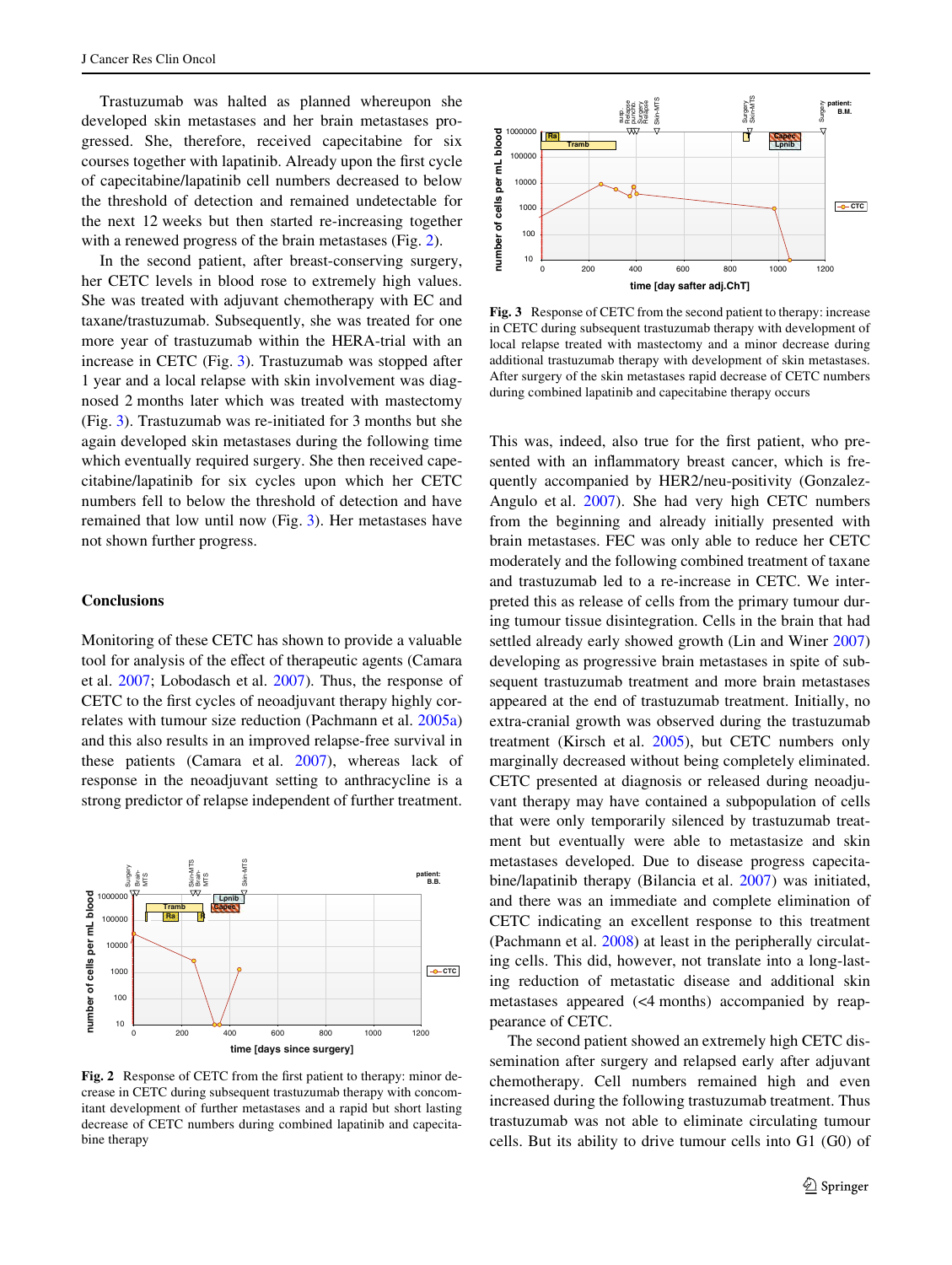Trastuzumab was halted as planned whereupon she developed skin metastases and her brain metastases progressed. She, therefore, received capecitabine for six courses together with lapatinib. Already upon the first cycle of capecitabine/lapatinib cell numbers decreased to below the threshold of detection and remained undetectable for the next 12 weeks but then started re-increasing together with a renewed progress of the brain metastases (Fig. 2).

In the second patient, after breast-conserving surgery, her CETC levels in blood rose to extremely high values. She was treated with adjuvant chemotherapy with EC and taxane/trastuzumab. Subsequently, she was treated for one more year of trastuzumab within the HERA-trial with an increase in CETC (Fig. 3). Trastuzumab was stopped after 1 year and a local relapse with skin involvement was diagnosed 2 months later which was treated with mastectomy (Fig. 3). Trastuzumab was re-initiated for 3 months but she again developed skin metastases during the following time which eventually required surgery. She then received capecitabine/lapatinib for six cycles upon which her CETC numbers fell to below the threshold of detection and have remained that low until now (Fig. 3). Her metastases have not shown further progress.

## Conclusions

Monitoring of these CETC has shown to provide a valuable tool for analysis of the effect of therapeutic agents (Camara et al. 2007; Lobodasch et al. 2007). Thus, the response of CETC to the first cycles of neoadjuvant therapy highly correlates with tumour size reduction (Pachmann et al. 2005a) and this also results in an improved relapse-free survival in these patients (Camara et al. 2007), whereas lack of response in the neoadjuvant setting to anthracycline is a strong predictor of relapse independent of further treatment.

**Fig. 2** Response of CETC from the first patient to therapy: minor decrease in CETC during subsequent trastuzumab therapy with concomitant development of further metastases and a rapid but short lasting decrease of CETC numbers during combined lapatinib and capecitabine therapy

**Fig. 3** Response of CETC from the second patient to therapy: increase in CETC during subsequent trastuzumab therapy with development of local relapse treated with mastectomy and a minor decrease during additional trastuzumab therapy with development of skin metastases. After surgery of the skin metastases rapid decrease of CETC numbers during combined lapatinib and capecitabine therapy occurs

This was, indeed, also true for the first patient, who presented with an inflammatory breast cancer, which is frequently accompanied by HER2/neu-positivity (Gonzalez-Angulo et al. 2007). She had very high CETC numbers from the beginning and already initially presented with brain metastases. FEC was only able to reduce her CETC moderately and the following combined treatment of taxane and trastuzumab led to a re-increase in CETC. We interpreted this as release of cells from the primary tumour during tumour tissue disintegration. Cells in the brain that had settled already early showed growth (Lin and Winer 2007) developing as progressive brain metastases in spite of subsequent trastuzumab treatment and more brain metastases appeared at the end of trastuzumab treatment. Initially, no extra-cranial growth was observed during the trastuzumab treatment (Kirsch et al. 2005), but CETC numbers only marginally decreased without being completely eliminated. CETC presented at diagnosis or released during neoadjuvant therapy may have contained a subpopulation of cells that were only temporarily silenced by trastuzumab treatment but eventually were able to metastasize and skin metastases developed. Due to disease progress capecitabine/lapatinib therapy (Bilancia et al. 2007) was initiated, and there was an immediate and complete elimination of CETC indicating an excellent response to this treatment (Pachmann et al. 2008) at least in the peripherally circulating cells. This did, however, not translate into a long-lasting reduction of metastatic disease and additional skin metastases appeared (<4 months) accompanied by reappearance of CETC.

The second patient showed an extremely high CETC dissemination after surgery and relapsed early after adjuvant chemotherapy. Cell numbers remained high and even increased during the following trastuzumab treatment. Thus trastuzumab was not able to eliminate circulating tumour cells. But its ability to drive tumour cells into G1 (G0) of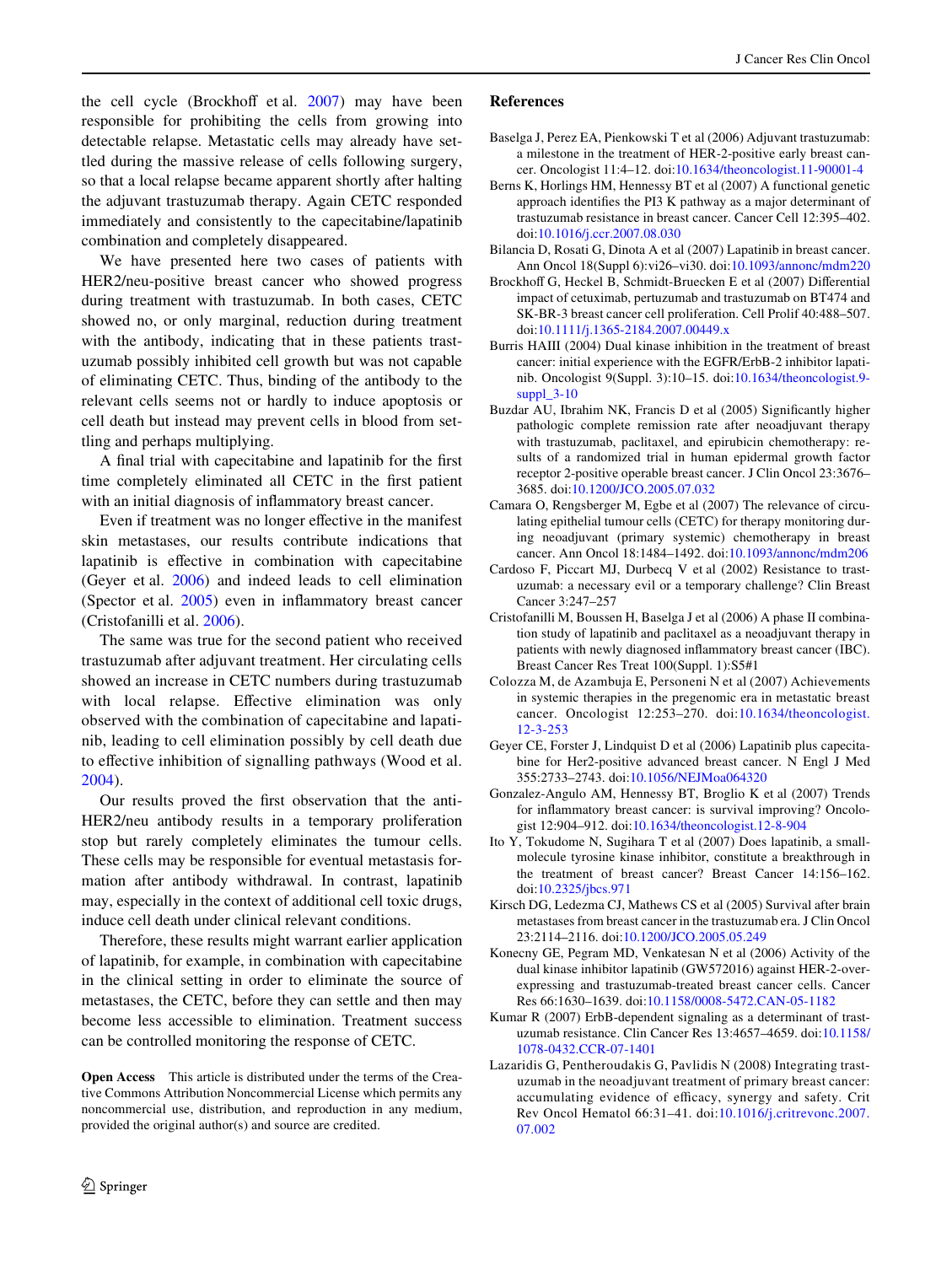the cell cycle (Brockhoff et al. 2007) may have been responsible for prohibiting the cells from growing into detectable relapse. Metastatic cells may already have settled during the massive release of cells following surgery, so that a local relapse became apparent shortly after halting the adjuvant trastuzumab therapy. Again CETC responded immediately and consistently to the capecitabine/lapatinib combination and completely disappeared.

We have presented here two cases of patients with HER2/neu-positive breast cancer who showed progress during treatment with trastuzumab. In both cases, CETC showed no, or only marginal, reduction during treatment with the antibody, indicating that in these patients trastuzumab possibly inhibited cell growth but was not capable of eliminating CETC. Thus, binding of the antibody to the relevant cells seems not or hardly to induce apoptosis or cell death but instead may prevent cells in blood from settling and perhaps multiplying.

A final trial with capecitabine and lapatinib for the first time completely eliminated all CETC in the first patient with an initial diagnosis of inflammatory breast cancer.

Even if treatment was no longer effective in the manifest skin metastases, our results contribute indications that lapatinib is effective in combination with capecitabine (Geyer et al. 2006) and indeed leads to cell elimination (Spector et al. 2005) even in inflammatory breast cancer (Cristofanilli et al. 2006).

The same was true for the second patient who received trastuzumab after adjuvant treatment. Her circulating cells showed an increase in CETC numbers during trastuzumab with local relapse. Effective elimination was only observed with the combination of capecitabine and lapatinib, leading to cell elimination possibly by cell death due to effective inhibition of signalling pathways (Wood et al. 2004).

Our results proved the first observation that the anti-HER2/neu antibody results in a temporary proliferation stop but rarely completely eliminates the tumour cells. These cells may be responsible for eventual metastasis formation after antibody withdrawal. In contrast, lapatinib may, especially in the context of additional cell toxic drugs, induce cell death under clinical relevant conditions.

Therefore, these results might warrant earlier application of lapatinib, for example, in combination with capecitabine in the clinical setting in order to eliminate the source of metastases, the CETC, before they can settle and then may become less accessible to elimination. Treatment success can be controlled monitoring the response of CETC.

**Open Access** This article is distributed under the terms of the Creative Commons Attribution Noncommercial License which permits any noncommercial use, distribution, and reproduction in any medium, provided the original author(s) and source are credited.

## References

Baselga J, Perez EA, Pienkowski T et al (2006) Adjuvant trastuzumab: a milestone in the treatment of HER-2-positive early breast cancer. Oncologist 11:4–12. doi:10.1634/theoncologist.11-90001-4

Berns K, Horlings HM, Hennessy BT et al (2007) A functional genetic approach identifies the PI3 K pathway as a major determinant of trastuzumab resistance in breast cancer. Cancer Cell 12:395–402. doi:10.1016/j.ccr.2007.08.030

Bilancia D, Rosati G, Dinota A et al (2007) Lapatinib in breast cancer. Ann Oncol 18(Suppl 6):vi26–vi30. doi:10.1093/annonc/mdm220

Brockhoff G, Heckel B, Schmidt-Bruecken E et al (2007) Differential impact of cetuximab, pertuzumab and trastuzumab on BT474 and SK-BR-3 breast cancer cell proliferation. Cell Prolif 40:488–507. doi:10.1111/j.1365-2184.2007.00449.x

Burris HAIII (2004) Dual kinase inhibition in the treatment of breast cancer: initial experience with the EGFR/ErbB-2 inhibitor lapatinib. Oncologist 9(Suppl. 3):10–15. doi:10.1634/theoncologist.9-suppl_3-10

Buzdar AU, Ibrahim NK, Francis D et al (2005) Significantly higher pathologic complete remission rate after neoadjuvant therapy with trastuzumab, paclitaxel, and epirubicin chemotherapy: results of a randomized trial in human epidermal growth factor receptor 2-positive operable breast cancer. J Clin Oncol 23:3676–3685. doi:10.1200/JCO.2005.07.032

Camara O, Rengsberger M, Egbe et al (2007) The relevance of circulating epithelial tumour cells (CETC) for therapy monitoring during neoadjuvant (primary systemic) chemotherapy in breast cancer. Ann Oncol 18:1484–1492. doi:10.1093/annonc/mdm206

Cardoso F, Piccart MJ, Durbecq V et al (2002) Resistance to trastuzumab: a necessary evil or a temporary challenge? Clin Breast Cancer 3:247–257

Cristofanilli M, Boussen H, Baselga J et al (2006) A phase II combination study of lapatinib and paclitaxel as a neoadjuvant therapy in patients with newly diagnosed inflammatory breast cancer (IBC). Breast Cancer Res Treat 100(Suppl. 1):S5#1

Colozza M, de Azambuja E, Personeni N et al (2007) Achievements in systemic therapies in the pregenomic era in metastatic breast cancer. Oncologist 12:253–270. doi:10.1634/theoncologist.12-3-253

Geyer CE, Forster J, Lindquist D et al (2006) Lapatinib plus capecitabine for Her2-positive advanced breast cancer. N Engl J Med 355:2733–2743. doi:10.1056/NEJMoa064320

Gonzalez-Angulo AM, Hennessy BT, Broglio K et al (2007) Trends for inflammatory breast cancer: is survival improving? Oncologist 12:904–912. doi:10.1634/theoncologist.12-8-904

Ito Y, Tokudome N, Sugihara T et al (2007) Does lapatinib, a small-molecule tyrosine kinase inhibitor, constitute a breakthrough in the treatment of breast cancer? Breast Cancer 14:156–162. doi:10.2325/jbcs.971

Kirsch DG, Ledezma CJ, Mathews CS et al (2005) Survival after brain metastases from breast cancer in the trastuzumab era. J Clin Oncol 23:2114–2116. doi:10.1200/JCO.2005.05.249

Konecny GE, Pegram MD, Venkatesan N et al (2006) Activity of the dual kinase inhibitor lapatinib (GW572016) against HER-2-overexpressing and trastuzumab-treated breast cancer cells. Cancer Res 66:1630–1639. doi:10.1158/0008-5472.CAN-05-1182

Kumar R (2007) ErbB-dependent signaling as a determinant of trastuzumab resistance. Clin Cancer Res 13:4657–4659. doi:10.1158/1078-0432.CCR-07-1401

Lazaridis G, Pentheroudakis G, Pavlidis N (2008) Integrating trastuzumab in the neoadjuvant treatment of primary breast cancer: accumulating evidence of efficacy, synergy and safety. Crit Rev Oncol Hematol 66:31–41. doi:10.1016/j.critrevonc.2007.07.002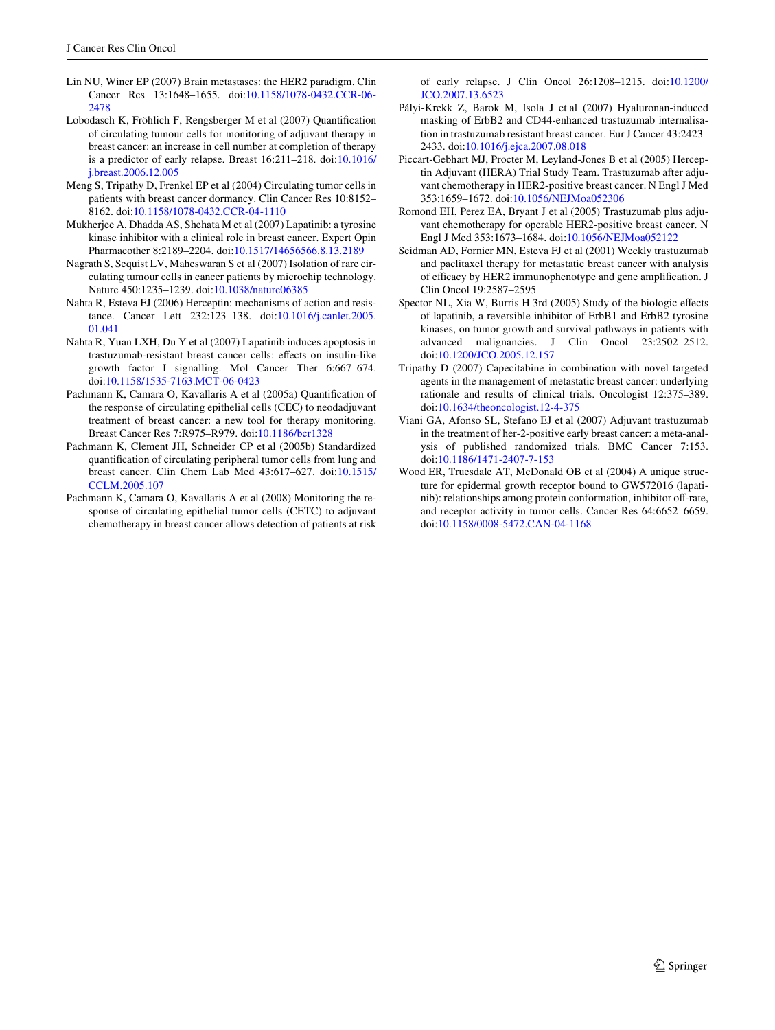Lin NU, Winer EP (2007) Brain metastases: the HER2 paradigm. Clin Cancer Res 13:1648–1655. doi:10.1158/1078-0432.CCR-06-2478

Lobodasch K, Fröhlich F, Rengsberger M et al (2007) Quantification of circulating tumour cells for monitoring of adjuvant therapy in breast cancer: an increase in cell number at completion of therapy is a predictor of early relapse. Breast 16:211–218. doi:10.1016/j.breast.2006.12.005

Meng S, Tripathy D, Frenkel EP et al (2004) Circulating tumor cells in patients with breast cancer dormancy. Clin Cancer Res 10:8152–8162. doi:10.1158/1078-0432.CCR-04-1110

Mukherjee A, Dhadda AS, Shehata M et al (2007) Lapatinib: a tyrosine kinase inhibitor with a clinical role in breast cancer. Expert Opin Pharmacother 8:2189–2204. doi:10.1517/14656566.8.13.2189

Nagrath S, Sequist LV, Maheswaran S et al (2007) Isolation of rare circulating tumour cells in cancer patients by microchip technology. Nature 450:1235–1239. doi:10.1038/nature06385

Nahta R, Esteva FJ (2006) Herceptin: mechanisms of action and resistance. Cancer Lett 232:123–138. doi:10.1016/j.canlet.2005.01.041

Nahta R, Yuan LXH, Du Y et al (2007) Lapatinib induces apoptosis in trastuzumab-resistant breast cancer cells: effects on insulin-like growth factor I signalling. Mol Cancer Ther 6:667–674. doi:10.1158/1535-7163.MCT-06-0423

Pachmann K, Camara O, Kavallaris A et al (2005a) Quantification of the response of circulating epithelial cells (CEC) to neodadjuvant treatment of breast cancer: a new tool for therapy monitoring. Breast Cancer Res 7:R975–R979. doi:10.1186/bcr1328

Pachmann K, Clement JH, Schneider CP et al (2005b) Standardized quantification of circulating peripheral tumor cells from lung and breast cancer. Clin Chem Lab Med 43:617–627. doi:10.1515/CCLM.2005.107

Pachmann K, Camara O, Kavallaris A et al (2008) Monitoring the response of circulating epithelial tumor cells (CETC) to adjuvant chemotherapy in breast cancer allows detection of patients at risk of early relapse. J Clin Oncol 26:1208–1215. doi:10.1200/JCO.2007.13.6523

Pályi-Krekk Z, Barok M, Isola J et al (2007) Hyaluronan-induced masking of ErbB2 and CD44-enhanced trastuzumab internalisation in trastuzumab resistant breast cancer. Eur J Cancer 43:2423–2433. doi:10.1016/j.ejca.2007.08.018

Piccart-Gebhart MJ, Procter M, Leyland-Jones B et al (2005) Herceptin Adjuvant (HERA) Trial Study Team. Trastuzumab after adjuvant chemotherapy in HER2-positive breast cancer. N Engl J Med 353:1659–1672. doi:10.1056/NEJMoa052306

Romond EH, Perez EA, Bryant J et al (2005) Trastuzumab plus adjuvant chemotherapy for operable HER2-positive breast cancer. N Engl J Med 353:1673–1684. doi:10.1056/NEJMoa052122

Seidman AD, Fornier MN, Esteva FJ et al (2001) Weekly trastuzumab and paclitaxel therapy for metastatic breast cancer with analysis of efficacy by HER2 immunophenotype and gene amplification. J Clin Oncol 19:2587–2595

Spector NL, Xia W, Burris H 3rd (2005) Study of the biologic effects of lapatinib, a reversible inhibitor of ErbB1 and ErbB2 tyrosine kinases, on tumor growth and survival pathways in patients with advanced malignancies. J Clin Oncol 23:2502–2512. doi:10.1200/JCO.2005.12.157

Tripathy D (2007) Capecitabine in combination with novel targeted agents in the management of metastatic breast cancer: underlying rationale and results of clinical trials. Oncologist 12:375–389. doi:10.1634/theoncologist.12-4-375

Viani GA, Afonso SL, Stefano EJ et al (2007) Adjuvant trastuzumab in the treatment of her-2-positive early breast cancer: a meta-analysis of published randomized trials. BMC Cancer 7:153. doi:10.1186/1471-2407-7-153

Wood ER, Truesdale AT, McDonald OB et al (2004) A unique structure for epidermal growth factor receptor bound to GW572016 (lapatinib): relationships among protein conformation, inhibitor off-rate, and receptor activity in tumor cells. Cancer Res 64:6652–6659. doi:10.1158/0008-5472.CAN-04-1168